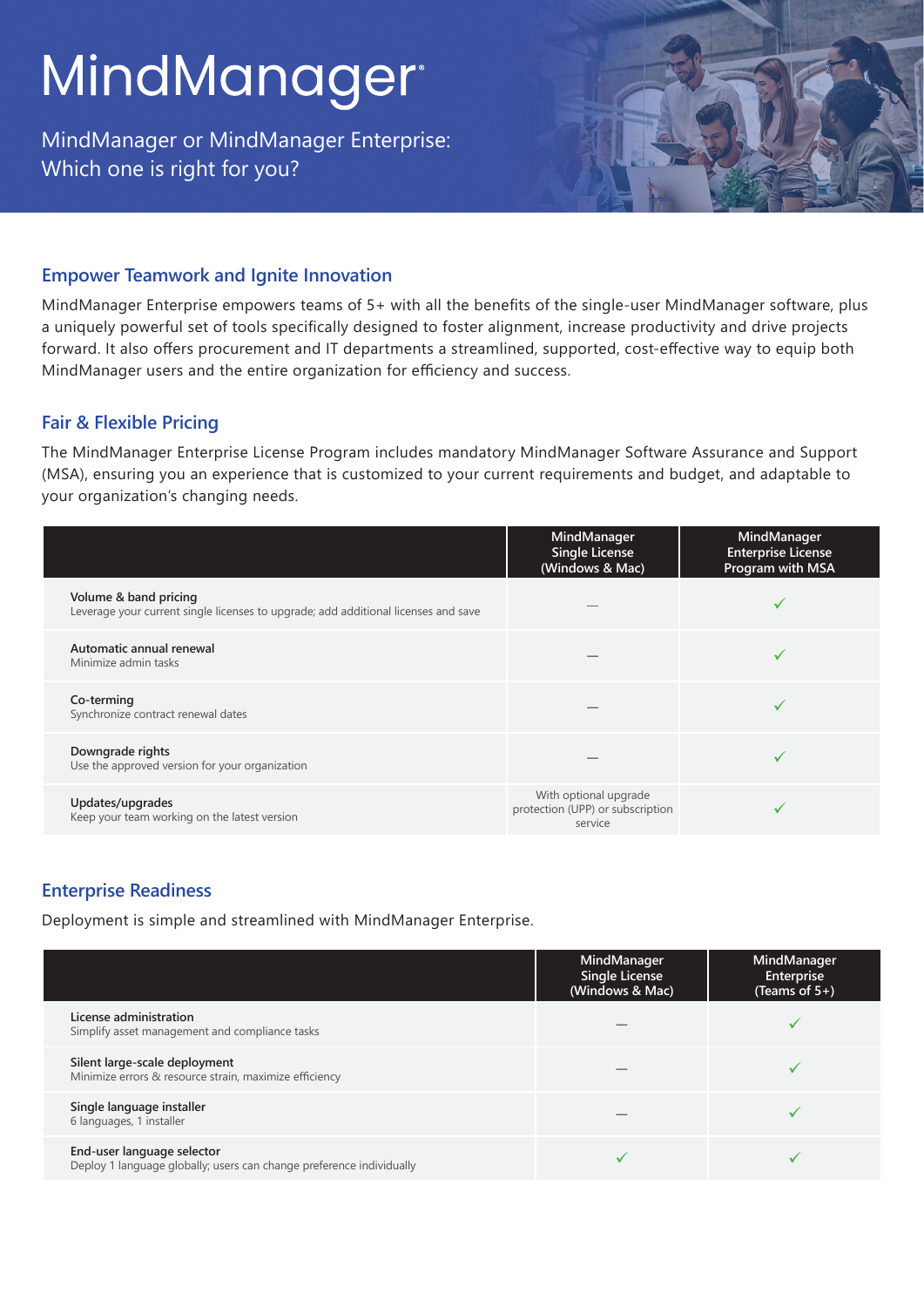# MindManager®

MindManager or MindManager Enterprise: Which one is right for you?

## Empower Teamwork and Ignite Innovation

MindManager Enterprise empowers teams of 5+ with all the benefits of the single-user MindManager software, plus a uniquely powerful set of tools specifically designed to foster alignment, increase productivity and drive projects forward. It also offers procurement and IT departments a streamlined, supported, cost-effective way to equip both MindManager users and the entire organization for efficiency and success.

## Fair & Flexible Pricing

The MindManager Enterprise License Program includes mandatory MindManager Software Assurance and Support (MSA), ensuring you an experience that is customized to your current requirements and budget, and adaptable to your organization's changing needs.

| | MindManager Single License (Windows & Mac) | MindManager Enterprise License Program with MSA |
|---|---|---|
| **Volume & band pricing**<br>Leverage your current single licenses to upgrade; add additional licenses and save | — | ✓ |
| **Automatic annual renewal**<br>Minimize admin tasks | — | ✓ |
| **Co-terming**<br>Synchronize contract renewal dates | — | ✓ |
| **Downgrade rights**<br>Use the approved version for your organization | — | ✓ |
| **Updates/upgrades**<br>Keep your team working on the latest version | With optional upgrade protection (UPP) or subscription service | ✓ |

## Enterprise Readiness

Deployment is simple and streamlined with MindManager Enterprise.

| | MindManager Single License (Windows & Mac) | MindManager Enterprise (Teams of 5+) |
|---|---|---|
| **License administration**<br>Simplify asset management and compliance tasks | — | ✓ |
| **Silent large-scale deployment**<br>Minimize errors & resource strain, maximize efficiency | — | ✓ |
| **Single language installer**<br>6 languages, 1 installer | — | ✓ |
| **End-user language selector**<br>Deploy 1 language globally; users can change preference individually | ✓ | ✓ |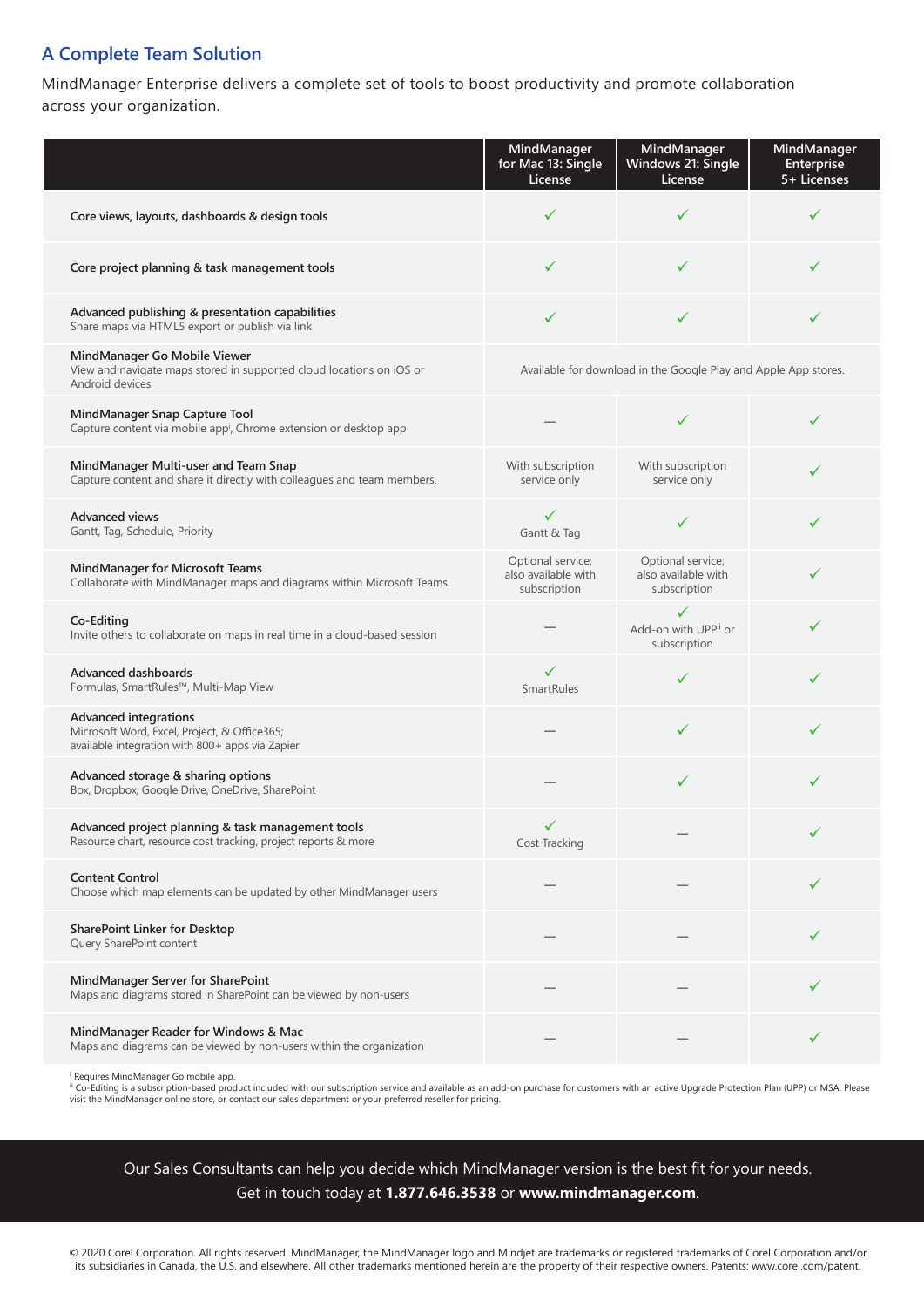## A Complete Team Solution

MindManager Enterprise delivers a complete set of tools to boost productivity and promote collaboration across your organization.

| | MindManager for Mac 13: Single License | MindManager Windows 21: Single License | MindManager Enterprise 5+ Licenses |
|---|---|---|---|
| **Core views, layouts, dashboards & design tools** | ✓ | ✓ | ✓ |
| **Core project planning & task management tools** | ✓ | ✓ | ✓ |
| **Advanced publishing & presentation capabilities**<br>Share maps via HTML5 export or publish via link | ✓ | ✓ | ✓ |
| **MindManager Go Mobile Viewer**<br>View and navigate maps stored in supported cloud locations on iOS or Android devices | Available for download in the Google Play and Apple App stores. | | |
| **MindManager Snap Capture Tool**<br>Capture content via mobile app[i], Chrome extension or desktop app | — | ✓ | ✓ |
| **MindManager Multi-user and Team Snap**<br>Capture content and share it directly with colleagues and team members. | With subscription service only | With subscription service only | ✓ |
| **Advanced views**<br>Gantt, Tag, Schedule, Priority | ✓ Gantt & Tag | ✓ | ✓ |
| **MindManager for Microsoft Teams**<br>Collaborate with MindManager maps and diagrams within Microsoft Teams. | Optional service; also available with subscription | Optional service; also available with subscription | ✓ |
| **Co-Editing**<br>Invite others to collaborate on maps in real time in a cloud-based session | — | ✓ Add-on with UPP[ii] or subscription | ✓ |
| **Advanced dashboards**<br>Formulas, SmartRules™, Multi-Map View | ✓ SmartRules | ✓ | ✓ |
| **Advanced integrations**<br>Microsoft Word, Excel, Project, & Office365; available integration with 800+ apps via Zapier | — | ✓ | ✓ |
| **Advanced storage & sharing options**<br>Box, Dropbox, Google Drive, OneDrive, SharePoint | — | ✓ | ✓ |
| **Advanced project planning & task management tools**<br>Resource chart, resource cost tracking, project reports & more | ✓ Cost Tracking | — | ✓ |
| **Content Control**<br>Choose which map elements can be updated by other MindManager users | — | — | ✓ |
| **SharePoint Linker for Desktop**<br>Query SharePoint content | — | — | ✓ |
| **MindManager Server for SharePoint**<br>Maps and diagrams stored in SharePoint can be viewed by non-users | — | — | ✓ |
| **MindManager Reader for Windows & Mac**<br>Maps and diagrams can be viewed by non-users within the organization | — | — | ✓ |

[i] Requires MindManager Go mobile app.
[ii] Co-Editing is a subscription-based product included with our subscription service and available as an add-on purchase for customers with an active Upgrade Protection Plan (UPP) or MSA. Please visit the MindManager online store, or contact our sales department or your preferred reseller for pricing.

Our Sales Consultants can help you decide which MindManager version is the best fit for your needs.
Get in touch today at **1.877.646.3538** or **www.mindmanager.com**.

© 2020 Corel Corporation. All rights reserved. MindManager, the MindManager logo and Mindjet are trademarks or registered trademarks of Corel Corporation and/or its subsidiaries in Canada, the U.S. and elsewhere. All other trademarks mentioned herein are the property of their respective owners. Patents: www.corel.com/patent.